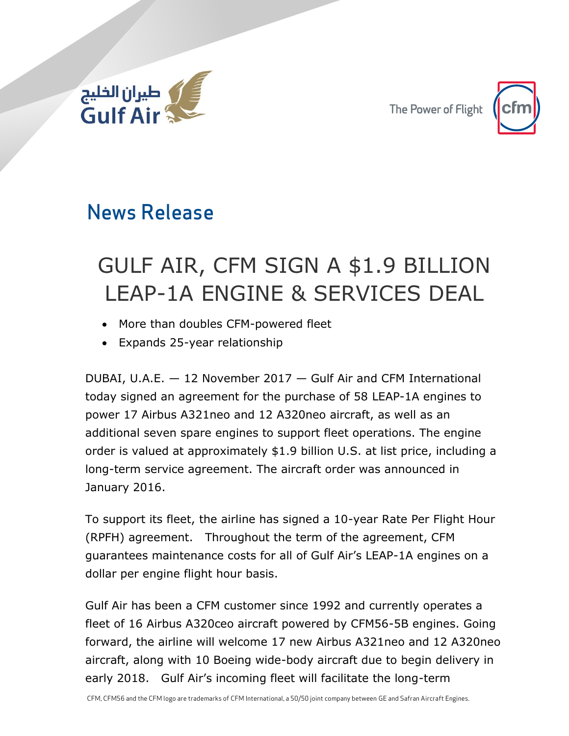طيران الخليج
Gulf Air

The Power of Flight cfm

## News Release

# GULF AIR, CFM SIGN A $1.9 BILLION LEAP-1A ENGINE & SERVICES DEAL

- More than doubles CFM-powered fleet
- Expands 25-year relationship

DUBAI, U.A.E. — 12 November 2017 — Gulf Air and CFM International today signed an agreement for the purchase of 58 LEAP-1A engines to power 17 Airbus A321neo and 12 A320neo aircraft, as well as an additional seven spare engines to support fleet operations. The engine order is valued at approximately $1.9 billion U.S. at list price, including a long-term service agreement. The aircraft order was announced in January 2016.

To support its fleet, the airline has signed a 10-year Rate Per Flight Hour (RPFH) agreement. Throughout the term of the agreement, CFM guarantees maintenance costs for all of Gulf Air's LEAP-1A engines on a dollar per engine flight hour basis.

Gulf Air has been a CFM customer since 1992 and currently operates a fleet of 16 Airbus A320ceo aircraft powered by CFM56-5B engines. Going forward, the airline will welcome 17 new Airbus A321neo and 12 A320neo aircraft, along with 10 Boeing wide-body aircraft due to begin delivery in early 2018. Gulf Air's incoming fleet will facilitate the long-term

CFM, CFM56 and the CFM logo are trademarks of CFM International, a 50/50 joint company between GE and Safran Aircraft Engines.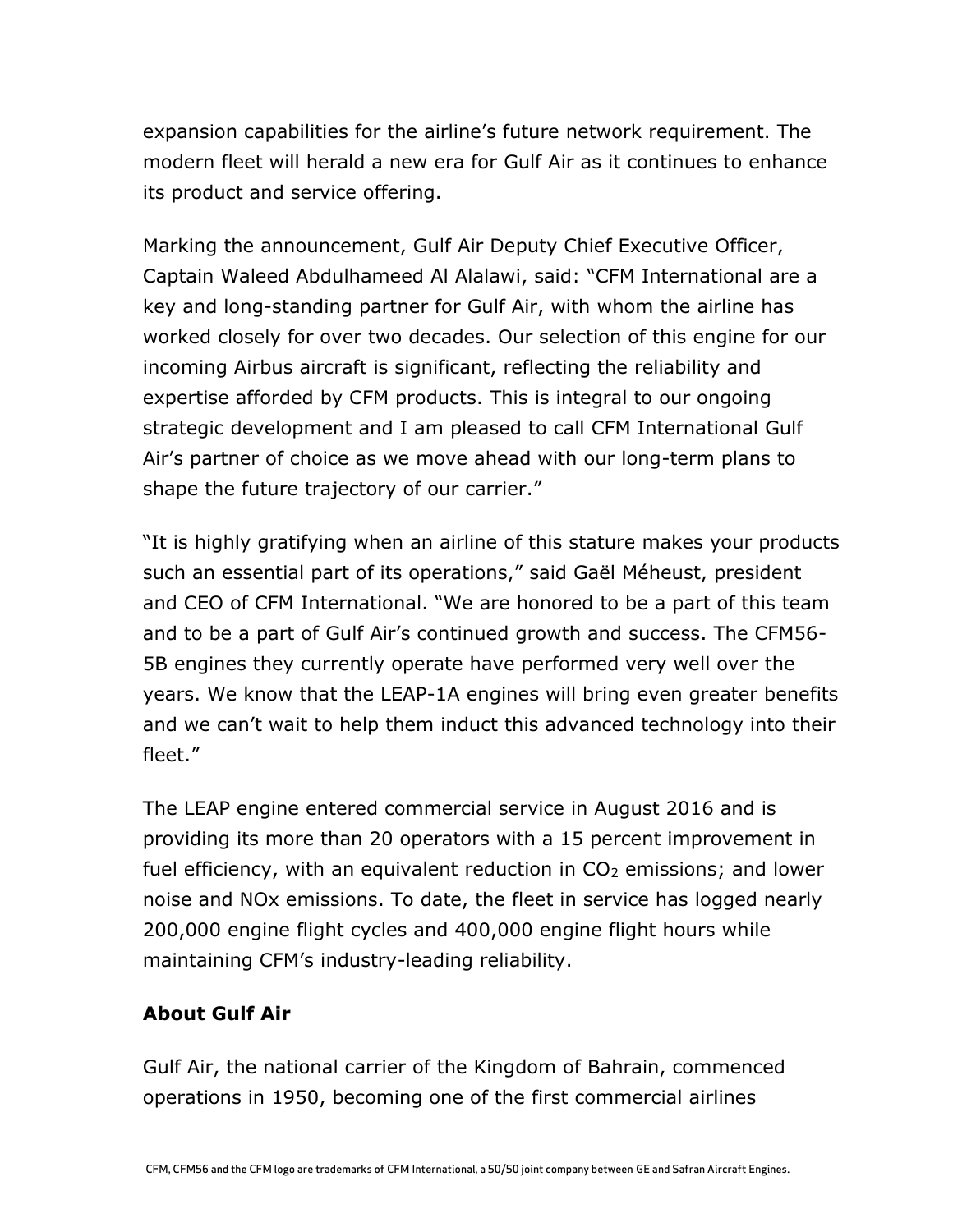expansion capabilities for the airline's future network requirement. The modern fleet will herald a new era for Gulf Air as it continues to enhance its product and service offering.

Marking the announcement, Gulf Air Deputy Chief Executive Officer, Captain Waleed Abdulhameed Al Alalawi, said: "CFM International are a key and long-standing partner for Gulf Air, with whom the airline has worked closely for over two decades. Our selection of this engine for our incoming Airbus aircraft is significant, reflecting the reliability and expertise afforded by CFM products. This is integral to our ongoing strategic development and I am pleased to call CFM International Gulf Air's partner of choice as we move ahead with our long-term plans to shape the future trajectory of our carrier."

"It is highly gratifying when an airline of this stature makes your products such an essential part of its operations," said Gaël Méheust, president and CEO of CFM International. "We are honored to be a part of this team and to be a part of Gulf Air's continued growth and success. The CFM56-5B engines they currently operate have performed very well over the years. We know that the LEAP-1A engines will bring even greater benefits and we can't wait to help them induct this advanced technology into their fleet."

The LEAP engine entered commercial service in August 2016 and is providing its more than 20 operators with a 15 percent improvement in fuel efficiency, with an equivalent reduction in $CO_2$ emissions; and lower noise and NOx emissions. To date, the fleet in service has logged nearly 200,000 engine flight cycles and 400,000 engine flight hours while maintaining CFM's industry-leading reliability.

**About Gulf Air**

Gulf Air, the national carrier of the Kingdom of Bahrain, commenced operations in 1950, becoming one of the first commercial airlines

CFM, CFM56 and the CFM logo are trademarks of CFM International, a 50/50 joint company between GE and Safran Aircraft Engines.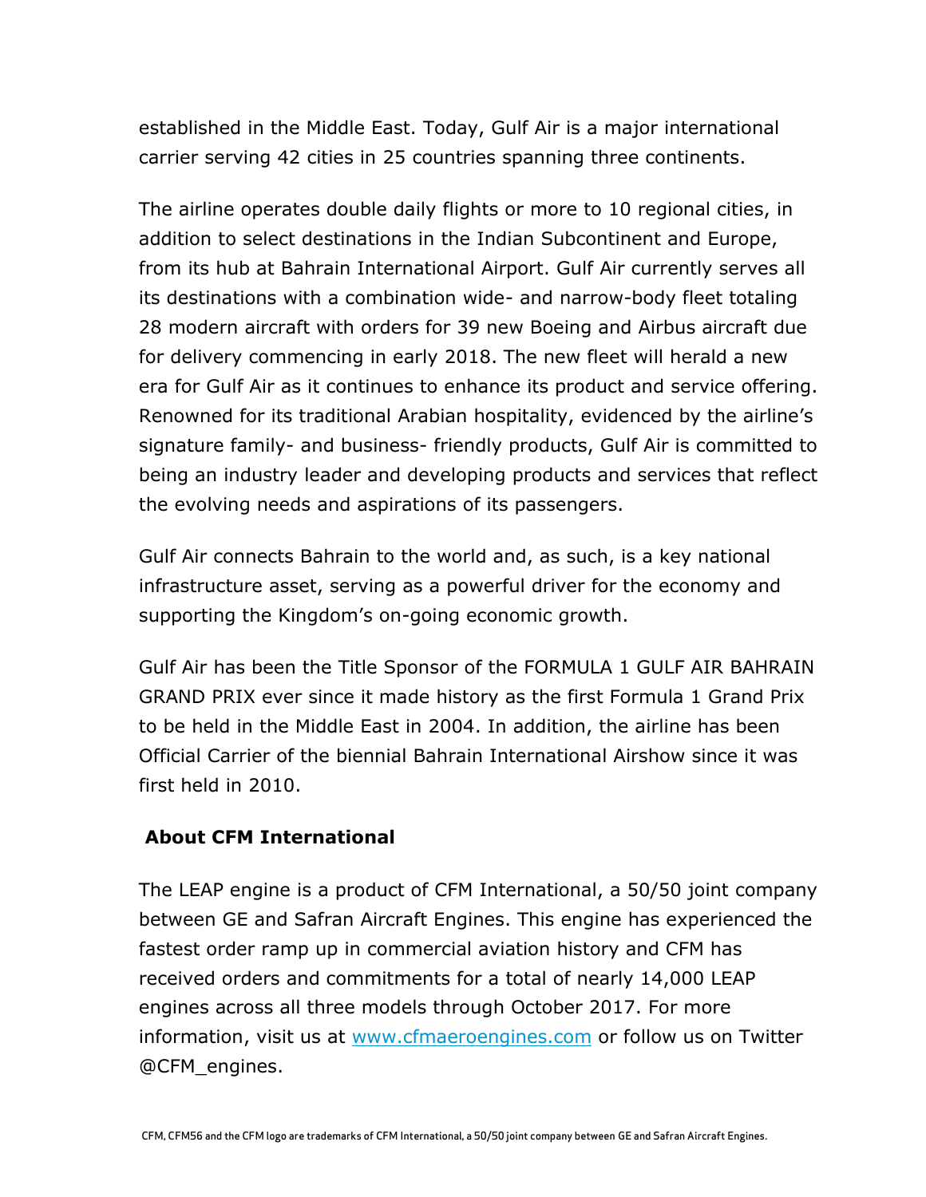established in the Middle East. Today, Gulf Air is a major international carrier serving 42 cities in 25 countries spanning three continents.

The airline operates double daily flights or more to 10 regional cities, in addition to select destinations in the Indian Subcontinent and Europe, from its hub at Bahrain International Airport. Gulf Air currently serves all its destinations with a combination wide- and narrow-body fleet totaling 28 modern aircraft with orders for 39 new Boeing and Airbus aircraft due for delivery commencing in early 2018. The new fleet will herald a new era for Gulf Air as it continues to enhance its product and service offering. Renowned for its traditional Arabian hospitality, evidenced by the airline's signature family- and business- friendly products, Gulf Air is committed to being an industry leader and developing products and services that reflect the evolving needs and aspirations of its passengers.

Gulf Air connects Bahrain to the world and, as such, is a key national infrastructure asset, serving as a powerful driver for the economy and supporting the Kingdom's on-going economic growth.

Gulf Air has been the Title Sponsor of the FORMULA 1 GULF AIR BAHRAIN GRAND PRIX ever since it made history as the first Formula 1 Grand Prix to be held in the Middle East in 2004. In addition, the airline has been Official Carrier of the biennial Bahrain International Airshow since it was first held in 2010.

**About CFM International**

The LEAP engine is a product of CFM International, a 50/50 joint company between GE and Safran Aircraft Engines. This engine has experienced the fastest order ramp up in commercial aviation history and CFM has received orders and commitments for a total of nearly 14,000 LEAP engines across all three models through October 2017. For more information, visit us at www.cfmaeroengines.com or follow us on Twitter @CFM_engines.

CFM, CFM56 and the CFM logo are trademarks of CFM International, a 50/50 joint company between GE and Safran Aircraft Engines.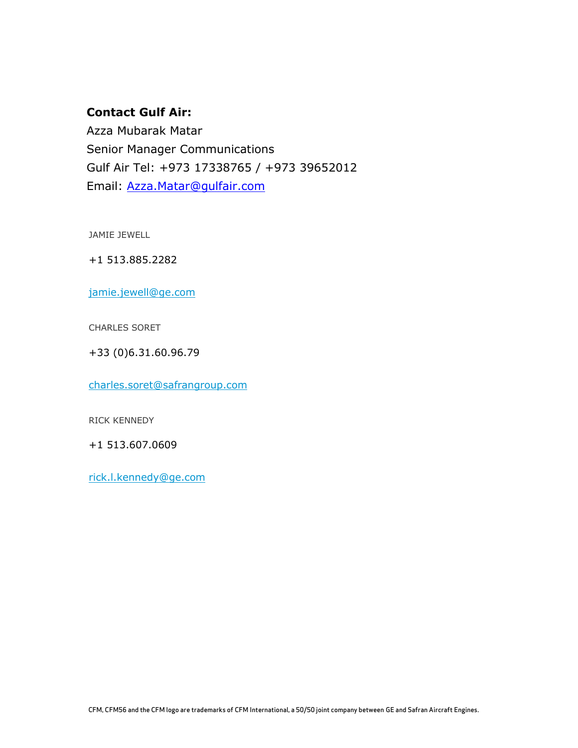**Contact Gulf Air:**
Azza Mubarak Matar
Senior Manager Communications
Gulf Air Tel: +973 17338765 / +973 39652012
Email: Azza.Matar@gulfair.com

JAMIE JEWELL

+1 513.885.2282

jamie.jewell@ge.com

CHARLES SORET

+33 (0)6.31.60.96.79

charles.soret@safrangroup.com

RICK KENNEDY

+1 513.607.0609

rick.l.kennedy@ge.com

CFM, CFM56 and the CFM logo are trademarks of CFM International, a 50/50 joint company between GE and Safran Aircraft Engines.